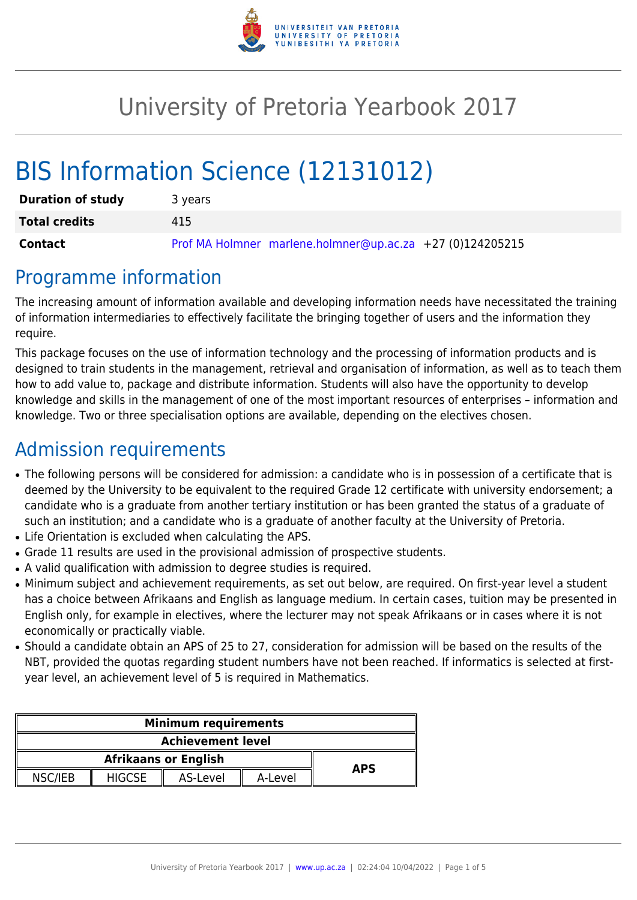# University of Pretoria Yearbook 2017

# BIS Information Science (12131012)

| | |
|---|---|
| **Duration of study** | 3 years |
| **Total credits** | 415 |
| **Contact** | Prof MA Holmner marlene.holmner@up.ac.za +27 (0)124205215 |

## Programme information

The increasing amount of information available and developing information needs have necessitated the training of information intermediaries to effectively facilitate the bringing together of users and the information they require.

This package focuses on the use of information technology and the processing of information products and is designed to train students in the management, retrieval and organisation of information, as well as to teach them how to add value to, package and distribute information. Students will also have the opportunity to develop knowledge and skills in the management of one of the most important resources of enterprises – information and knowledge. Two or three specialisation options are available, depending on the electives chosen.

## Admission requirements

- The following persons will be considered for admission: a candidate who is in possession of a certificate that is deemed by the University to be equivalent to the required Grade 12 certificate with university endorsement; a candidate who is a graduate from another tertiary institution or has been granted the status of a graduate of such an institution; and a candidate who is a graduate of another faculty at the University of Pretoria.
- Life Orientation is excluded when calculating the APS.
- Grade 11 results are used in the provisional admission of prospective students.
- A valid qualification with admission to degree studies is required.
- Minimum subject and achievement requirements, as set out below, are required. On first-year level a student has a choice between Afrikaans and English as language medium. In certain cases, tuition may be presented in English only, for example in electives, where the lecturer may not speak Afrikaans or in cases where it is not economically or practically viable.
- Should a candidate obtain an APS of 25 to 27, consideration for admission will be based on the results of the NBT, provided the quotas regarding student numbers have not been reached. If informatics is selected at first-year level, an achievement level of 5 is required in Mathematics.

| Minimum requirements | | | | |
|---|---|---|---|---|
| Achievement level | | | | |
| Afrikaans or English | | | | APS |
| NSC/IEB | HIGCSE | AS-Level | A-Level | |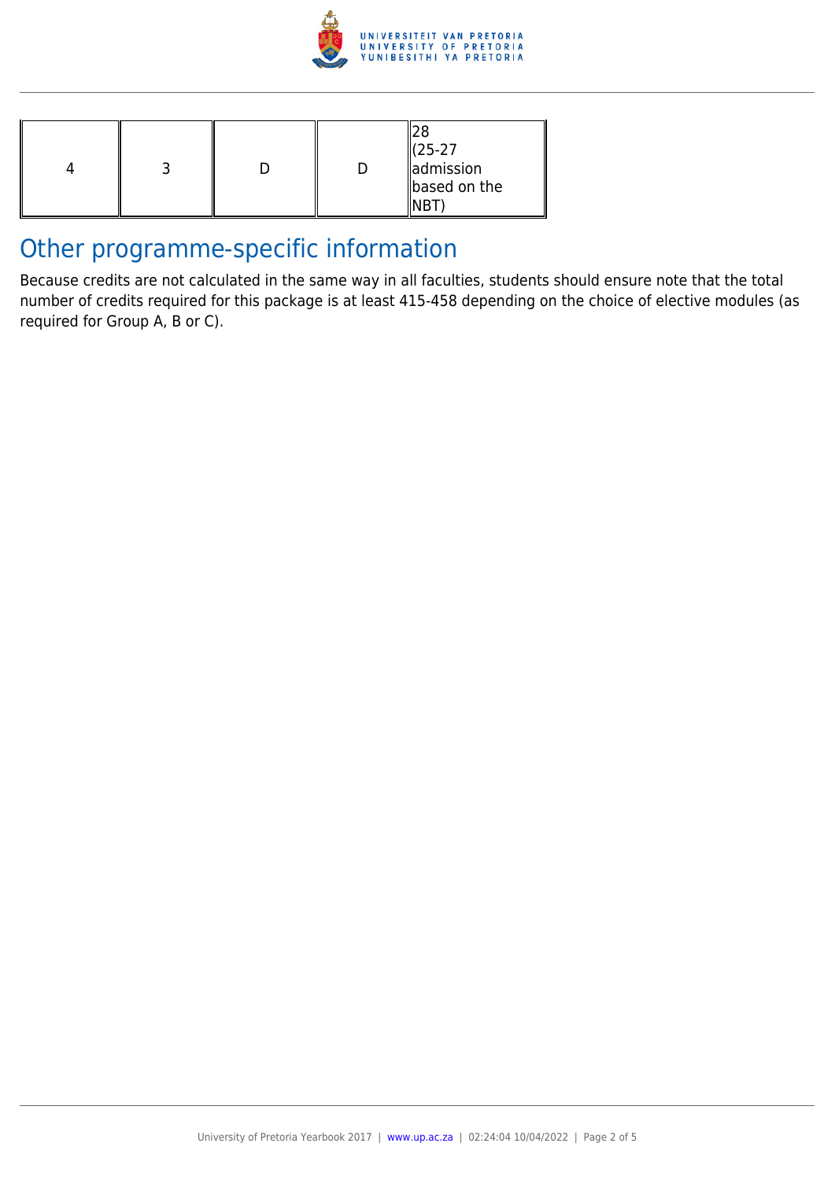| | | | | |
|---|---|---|---|---|
| 4 | 3 | D | D | 28 (25-27 admission based on the NBT) |

## Other programme-specific information

Because credits are not calculated in the same way in all faculties, students should ensure note that the total number of credits required for this package is at least 415-458 depending on the choice of elective modules (as required for Group A, B or C).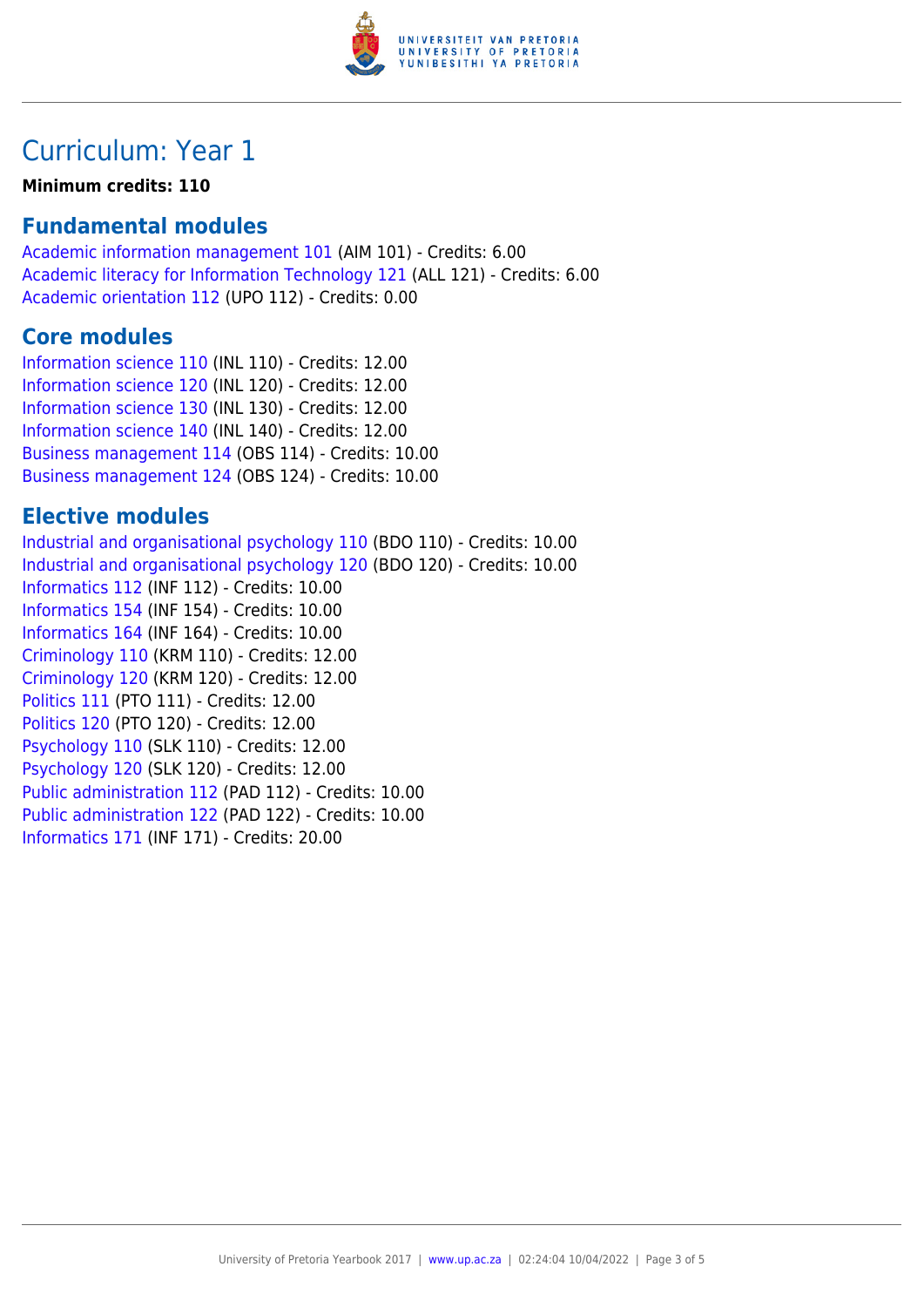# Curriculum: Year 1

**Minimum credits: 110**

## Fundamental modules

Academic information management 101 (AIM 101) - Credits: 6.00
Academic literacy for Information Technology 121 (ALL 121) - Credits: 6.00
Academic orientation 112 (UPO 112) - Credits: 0.00

## Core modules

Information science 110 (INL 110) - Credits: 12.00
Information science 120 (INL 120) - Credits: 12.00
Information science 130 (INL 130) - Credits: 12.00
Information science 140 (INL 140) - Credits: 12.00
Business management 114 (OBS 114) - Credits: 10.00
Business management 124 (OBS 124) - Credits: 10.00

## Elective modules

Industrial and organisational psychology 110 (BDO 110) - Credits: 10.00
Industrial and organisational psychology 120 (BDO 120) - Credits: 10.00
Informatics 112 (INF 112) - Credits: 10.00
Informatics 154 (INF 154) - Credits: 10.00
Informatics 164 (INF 164) - Credits: 10.00
Criminology 110 (KRM 110) - Credits: 12.00
Criminology 120 (KRM 120) - Credits: 12.00
Politics 111 (PTO 111) - Credits: 12.00
Politics 120 (PTO 120) - Credits: 12.00
Psychology 110 (SLK 110) - Credits: 12.00
Psychology 120 (SLK 120) - Credits: 12.00
Public administration 112 (PAD 112) - Credits: 10.00
Public administration 122 (PAD 122) - Credits: 10.00
Informatics 171 (INF 171) - Credits: 20.00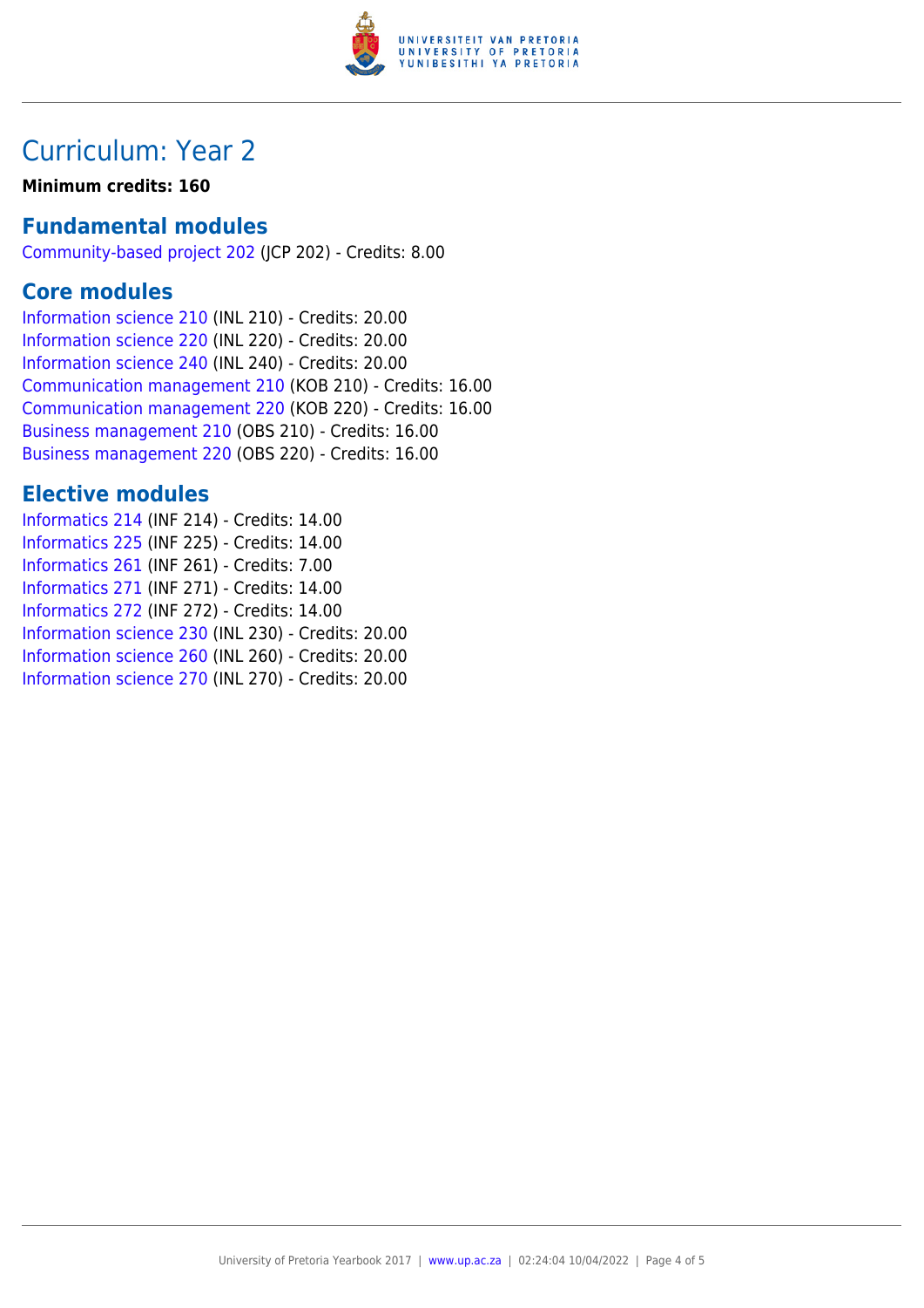# Curriculum: Year 2

**Minimum credits: 160**

## Fundamental modules

Community-based project 202 (JCP 202) - Credits: 8.00

## Core modules

Information science 210 (INL 210) - Credits: 20.00
Information science 220 (INL 220) - Credits: 20.00
Information science 240 (INL 240) - Credits: 20.00
Communication management 210 (KOB 210) - Credits: 16.00
Communication management 220 (KOB 220) - Credits: 16.00
Business management 210 (OBS 210) - Credits: 16.00
Business management 220 (OBS 220) - Credits: 16.00

## Elective modules

Informatics 214 (INF 214) - Credits: 14.00
Informatics 225 (INF 225) - Credits: 14.00
Informatics 261 (INF 261) - Credits: 7.00
Informatics 271 (INF 271) - Credits: 14.00
Informatics 272 (INF 272) - Credits: 14.00
Information science 230 (INL 230) - Credits: 20.00
Information science 260 (INL 260) - Credits: 20.00
Information science 270 (INL 270) - Credits: 20.00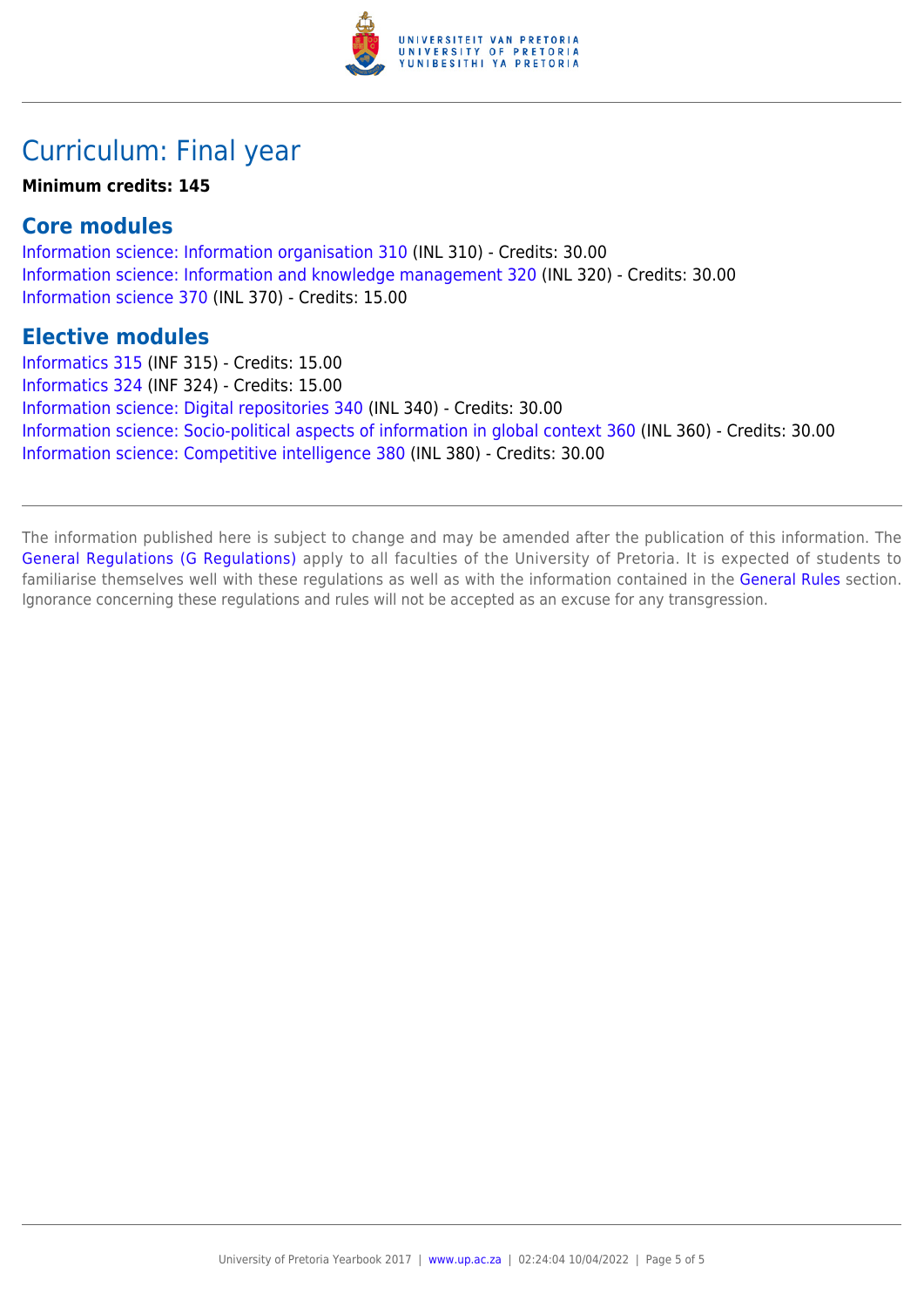# Curriculum: Final year

**Minimum credits: 145**

## Core modules

Information science: Information organisation 310 (INL 310) - Credits: 30.00
Information science: Information and knowledge management 320 (INL 320) - Credits: 30.00
Information science 370 (INL 370) - Credits: 15.00

## Elective modules

Informatics 315 (INF 315) - Credits: 15.00
Informatics 324 (INF 324) - Credits: 15.00
Information science: Digital repositories 340 (INL 340) - Credits: 30.00
Information science: Socio-political aspects of information in global context 360 (INL 360) - Credits: 30.00
Information science: Competitive intelligence 380 (INL 380) - Credits: 30.00

---

The information published here is subject to change and may be amended after the publication of this information. The General Regulations (G Regulations) apply to all faculties of the University of Pretoria. It is expected of students to familiarise themselves well with these regulations as well as with the information contained in the General Rules section. Ignorance concerning these regulations and rules will not be accepted as an excuse for any transgression.